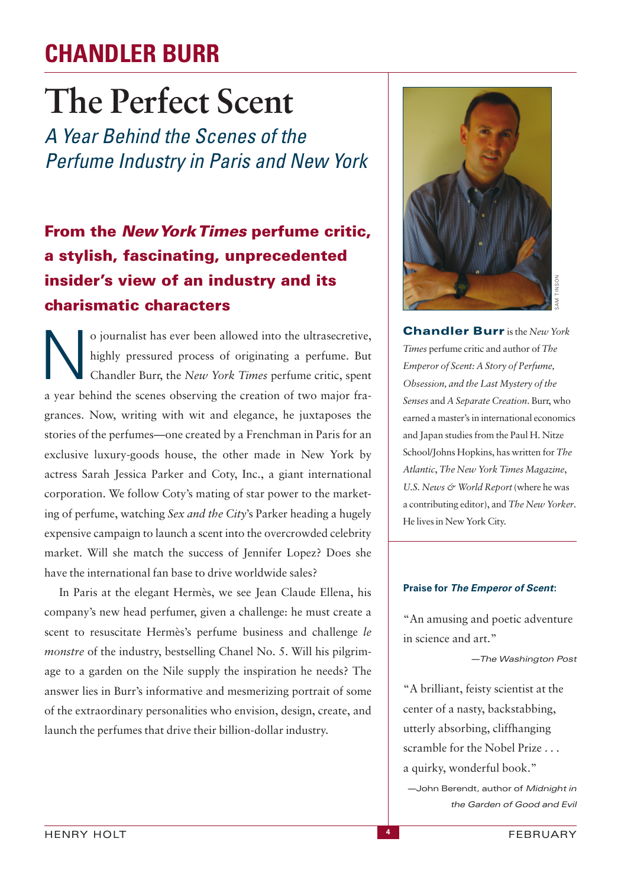# CHANDLER BURR

## The Perfect Scent

### *A Year Behind the Scenes of the Perfume Industry in Paris and New York*

**From the *New York Times* perfume critic, a stylish, fascinating, unprecedented insider's view of an industry and its charismatic characters**

No journalist has ever been allowed into the ultrasecretive, highly pressured process of originating a perfume. But Chandler Burr, the *New York Times* perfume critic, spent a year behind the scenes observing the creation of two major fragrances. Now, writing with wit and elegance, he juxtaposes the stories of the perfumes—one created by a Frenchman in Paris for an exclusive luxury-goods house, the other made in New York by actress Sarah Jessica Parker and Coty, Inc., a giant international corporation. We follow Coty's mating of star power to the marketing of perfume, watching *Sex and the City*'s Parker heading a hugely expensive campaign to launch a scent into the overcrowded celebrity market. Will she match the success of Jennifer Lopez? Does she have the international fan base to drive worldwide sales?

In Paris at the elegant Hermès, we see Jean Claude Ellena, his company's new head perfumer, given a challenge: he must create a scent to resuscitate Hermès's perfume business and challenge *le monstre* of the industry, bestselling Chanel No. 5. Will his pilgrimage to a garden on the Nile supply the inspiration he needs? The answer lies in Burr's informative and mesmerizing portrait of some of the extraordinary personalities who envision, design, create, and launch the perfumes that drive their billion-dollar industry.

SAM TINSON

**Chandler Burr** is the *New York Times* perfume critic and author of *The Emperor of Scent: A Story of Perfume, Obsession, and the Last Mystery of the Senses* and *A Separate Creation*. Burr, who earned a master's in international economics and Japan studies from the Paul H. Nitze School/Johns Hopkins, has written for *The Atlantic*, *The New York Times Magazine*, *U.S. News & World Report* (where he was a contributing editor), and *The New Yorker*. He lives in New York City.

**Praise for *The Emperor of Scent*:**

"An amusing and poetic adventure in science and art."

—*The Washington Post*

"A brilliant, feisty scientist at the center of a nasty, backstabbing, utterly absorbing, cliffhanging scramble for the Nobel Prize . . . a quirky, wonderful book."

—John Berendt, author of *Midnight in the Garden of Good and Evil*

HENRY HOLT

FEBRUARY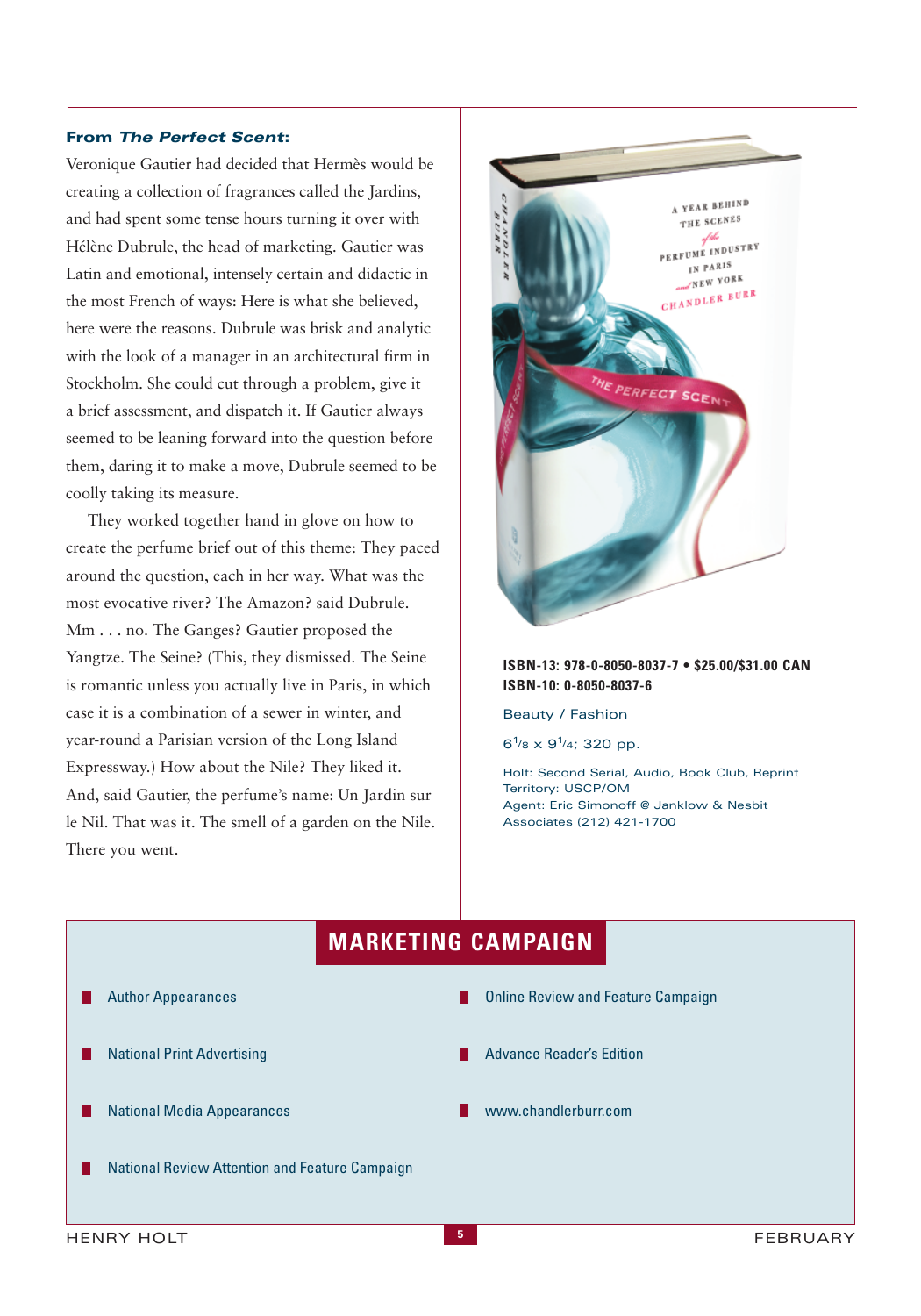**From *The Perfect Scent*:**

Veronique Gautier had decided that Hermès would be creating a collection of fragrances called the Jardins, and had spent some tense hours turning it over with Hélène Dubrule, the head of marketing. Gautier was Latin and emotional, intensely certain and didactic in the most French of ways: Here is what she believed, here were the reasons. Dubrule was brisk and analytic with the look of a manager in an architectural firm in Stockholm. She could cut through a problem, give it a brief assessment, and dispatch it. If Gautier always seemed to be leaning forward into the question before them, daring it to make a move, Dubrule seemed to be coolly taking its measure.

They worked together hand in glove on how to create the perfume brief out of this theme: They paced around the question, each in her way. What was the most evocative river? The Amazon? said Dubrule. Mm . . . no. The Ganges? Gautier proposed the Yangtze. The Seine? (This, they dismissed. The Seine is romantic unless you actually live in Paris, in which case it is a combination of a sewer in winter, and year-round a Parisian version of the Long Island Expressway.) How about the Nile? They liked it. And, said Gautier, the perfume's name: Un Jardin sur le Nil. That was it. The smell of a garden on the Nile. There you went.

**ISBN-13: 978-0-8050-8037-7 • $25.00/$31.00 CAN**
**ISBN-10: 0-8050-8037-6**

Beauty / Fashion

6 1/8 x 9 1/4; 320 pp.

Holt: Second Serial, Audio, Book Club, Reprint
Territory: USCP/OM
Agent: Eric Simonoff @ Janklow & Nesbit Associates (212) 421-1700

## MARKETING CAMPAIGN

- Author Appearances
- National Print Advertising
- National Media Appearances
- National Review Attention and Feature Campaign
- Online Review and Feature Campaign
- Advance Reader's Edition
- www.chandlerburr.com